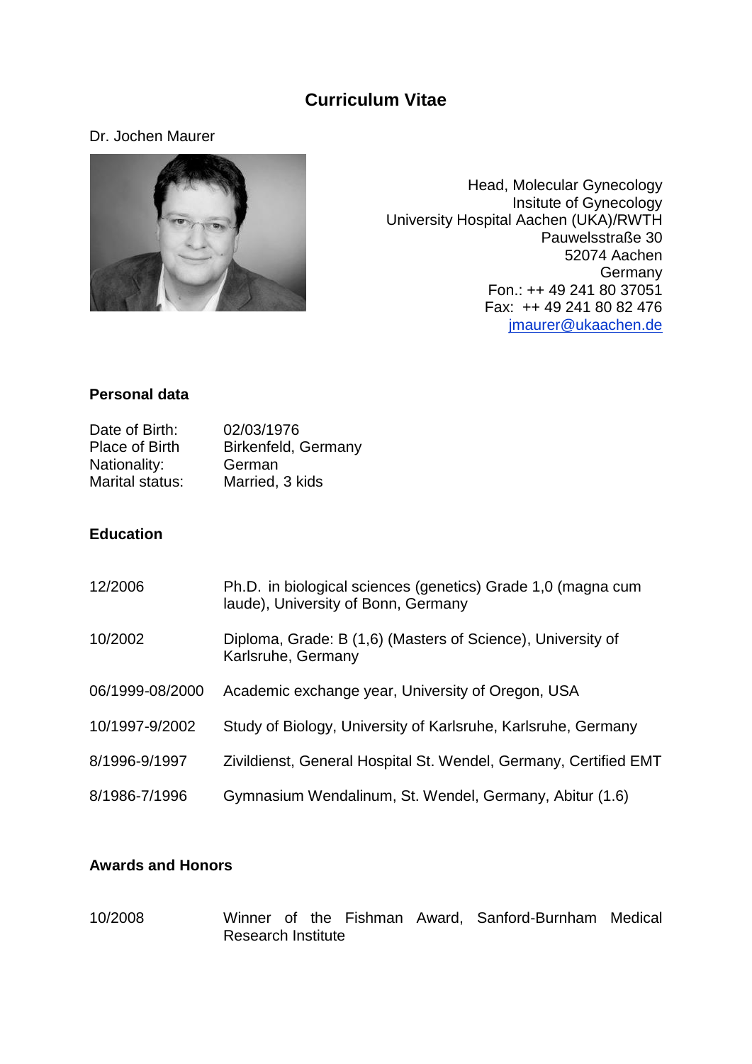# Curriculum Vitae

Dr. Jochen Maurer

Head, Molecular Gynecology
Insitute of Gynecology
University Hospital Aachen (UKA)/RWTH
Pauwelsstraße 30
52074 Aachen
Germany
Fon.: ++ 49 241 80 37051
Fax: ++ 49 241 80 82 476
[jmaurer@ukaachen.de](mailto:jmaurer@ukaachen.de)

## Personal data

| | |
|---|---|
| Date of Birth: | 02/03/1976 |
| Place of Birth | Birkenfeld, Germany |
| Nationality: | German |
| Marital status: | Married, 3 kids |

## Education

| | |
|---|---|
| 12/2006 | Ph.D. in biological sciences (genetics) Grade 1,0 (magna cum laude), University of Bonn, Germany |
| 10/2002 | Diploma, Grade: B (1,6) (Masters of Science), University of Karlsruhe, Germany |
| 06/1999-08/2000 | Academic exchange year, University of Oregon, USA |
| 10/1997-9/2002 | Study of Biology, University of Karlsruhe, Karlsruhe, Germany |
| 8/1996-9/1997 | Zivildienst, General Hospital St. Wendel, Germany, Certified EMT |
| 8/1986-7/1996 | Gymnasium Wendalinum, St. Wendel, Germany, Abitur (1.6) |

## Awards and Honors

| | |
|---|---|
| 10/2008 | Winner of the Fishman Award, Sanford-Burnham Medical Research Institute |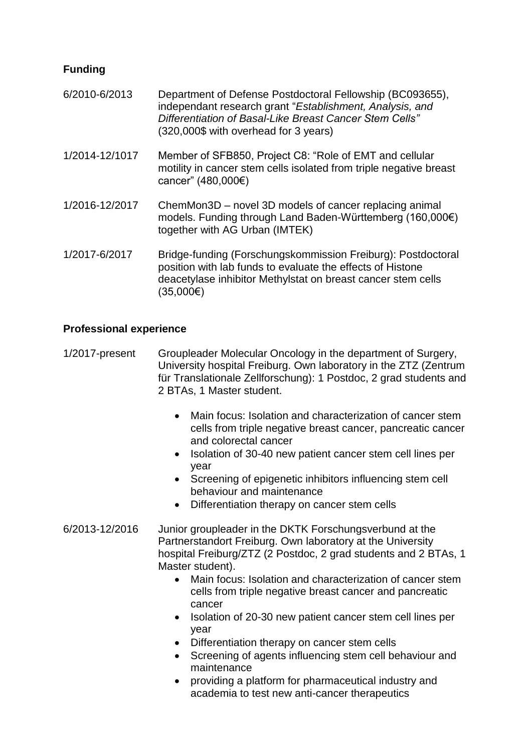## Funding

6/2010-6/2013 Department of Defense Postdoctoral Fellowship (BC093655), independant research grant "*Establishment, Analysis, and Differentiation of Basal-Like Breast Cancer Stem Cells"* (320,000$ with overhead for 3 years)

1/2014-12/1017 Member of SFB850, Project C8: "Role of EMT and cellular motility in cancer stem cells isolated from triple negative breast cancer" (480,000€)

1/2016-12/2017 ChemMon3D – novel 3D models of cancer replacing animal models. Funding through Land Baden-Württemberg (160,000€) together with AG Urban (IMTEK)

1/2017-6/2017 Bridge-funding (Forschungskommission Freiburg): Postdoctoral position with lab funds to evaluate the effects of Histone deacetylase inhibitor Methylstat on breast cancer stem cells (35,000€)

## Professional experience

1/2017-present Groupleader Molecular Oncology in the department of Surgery, University hospital Freiburg. Own laboratory in the ZTZ (Zentrum für Translationale Zellforschung): 1 Postdoc, 2 grad students and 2 BTAs, 1 Master student.

- Main focus: Isolation and characterization of cancer stem cells from triple negative breast cancer, pancreatic cancer and colorectal cancer
- Isolation of 30-40 new patient cancer stem cell lines per year
- Screening of epigenetic inhibitors influencing stem cell behaviour and maintenance
- Differentiation therapy on cancer stem cells

6/2013-12/2016 Junior groupleader in the DKTK Forschungsverbund at the Partnerstandort Freiburg. Own laboratory at the University hospital Freiburg/ZTZ (2 Postdoc, 2 grad students and 2 BTAs, 1 Master student).

- Main focus: Isolation and characterization of cancer stem cells from triple negative breast cancer and pancreatic cancer
- Isolation of 20-30 new patient cancer stem cell lines per year
- Differentiation therapy on cancer stem cells
- Screening of agents influencing stem cell behaviour and maintenance
- providing a platform for pharmaceutical industry and academia to test new anti-cancer therapeutics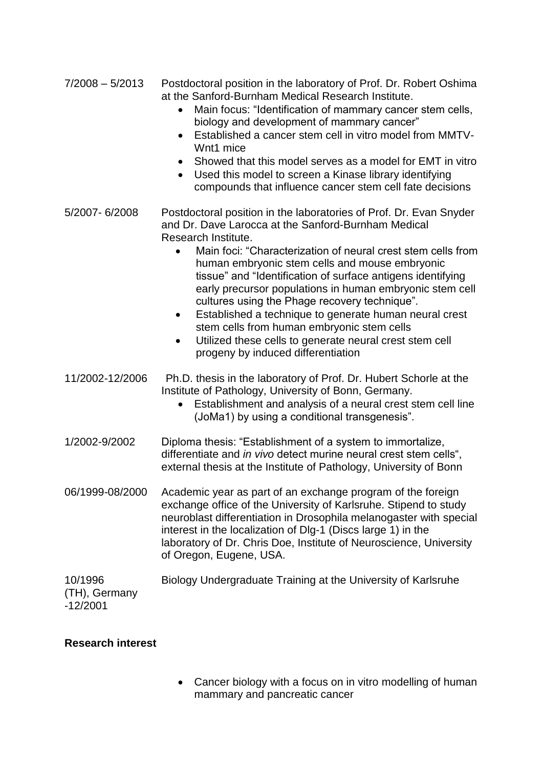7/2008 – 5/2013 Postdoctoral position in the laboratory of Prof. Dr. Robert Oshima at the Sanford-Burnham Medical Research Institute.

- Main focus: "Identification of mammary cancer stem cells, biology and development of mammary cancer"
- Established a cancer stem cell in vitro model from MMTV-Wnt1 mice
- Showed that this model serves as a model for EMT in vitro
- Used this model to screen a Kinase library identifying compounds that influence cancer stem cell fate decisions

5/2007- 6/2008 Postdoctoral position in the laboratories of Prof. Dr. Evan Snyder and Dr. Dave Larocca at the Sanford-Burnham Medical Research Institute.

- Main foci: "Characterization of neural crest stem cells from human embryonic stem cells and mouse embryonic tissue" and "Identification of surface antigens identifying early precursor populations in human embryonic stem cell cultures using the Phage recovery technique".
- Established a technique to generate human neural crest stem cells from human embryonic stem cells
- Utilized these cells to generate neural crest stem cell progeny by induced differentiation

11/2002-12/2006 Ph.D. thesis in the laboratory of Prof. Dr. Hubert Schorle at the Institute of Pathology, University of Bonn, Germany.

- Establishment and analysis of a neural crest stem cell line (JoMa1) by using a conditional transgenesis".

1/2002-9/2002 Diploma thesis: "Establishment of a system to immortalize, differentiate and *in vivo* detect murine neural crest stem cells", external thesis at the Institute of Pathology, University of Bonn

06/1999-08/2000 Academic year as part of an exchange program of the foreign exchange office of the University of Karlsruhe. Stipend to study neuroblast differentiation in Drosophila melanogaster with special interest in the localization of Dlg-1 (Discs large 1) in the laboratory of Dr. Chris Doe, Institute of Neuroscience, University of Oregon, Eugene, USA.

10/1996 -12/2001 Biology Undergraduate Training at the University of Karlsruhe (TH), Germany

**Research interest**

- Cancer biology with a focus on in vitro modelling of human mammary and pancreatic cancer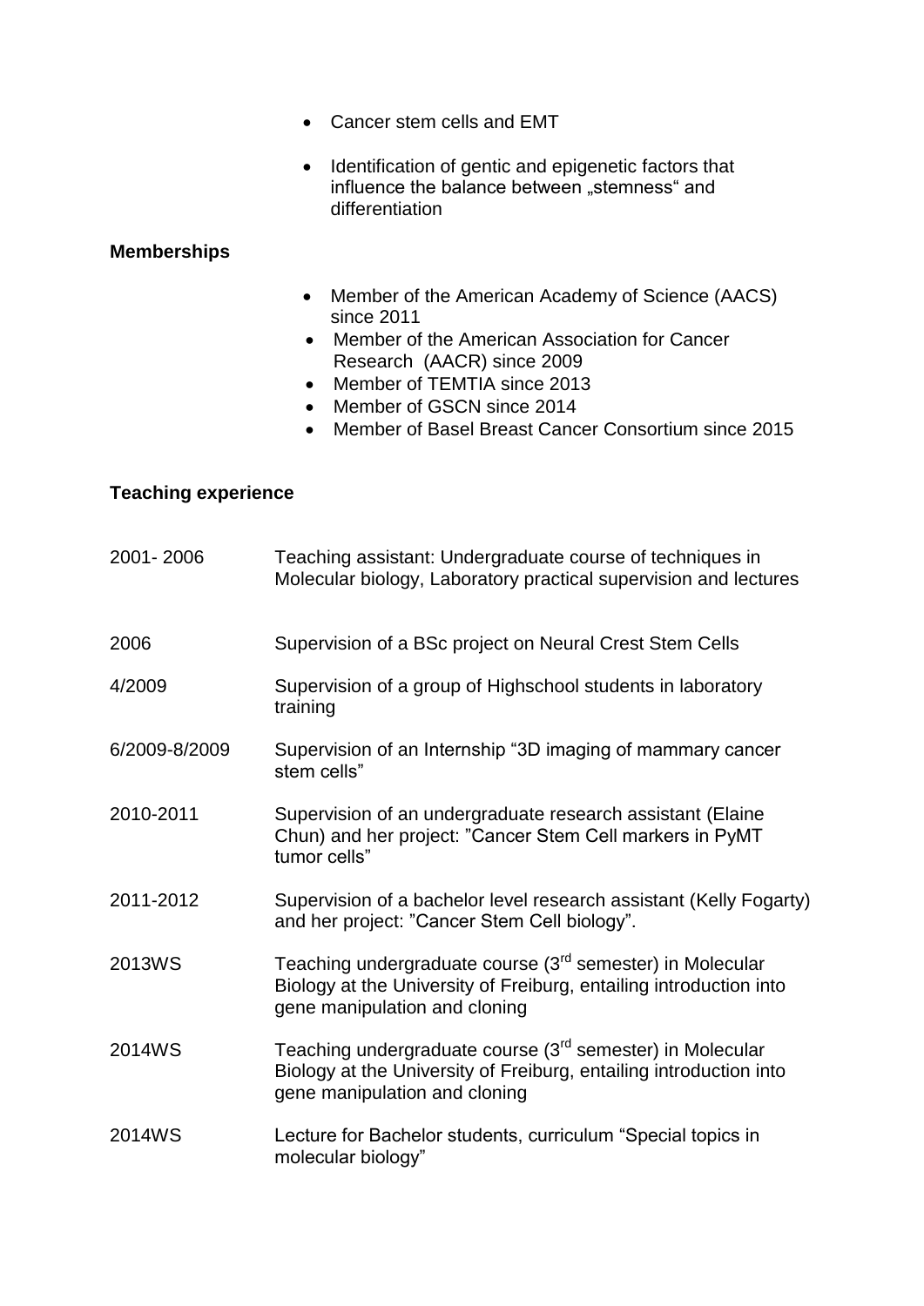- Cancer stem cells and EMT
- Identification of gentic and epigenetic factors that influence the balance between „stemness“ and differentiation

**Memberships**

- Member of the American Academy of Science (AACS) since 2011
- Member of the American Association for Cancer Research (AACR) since 2009
- Member of TEMTIA since 2013
- Member of GSCN since 2014
- Member of Basel Breast Cancer Consortium since 2015

**Teaching experience**

| | |
|---|---|
| 2001- 2006 | Teaching assistant: Undergraduate course of techniques in Molecular biology, Laboratory practical supervision and lectures |
| 2006 | Supervision of a BSc project on Neural Crest Stem Cells |
| 4/2009 | Supervision of a group of Highschool students in laboratory training |
| 6/2009-8/2009 | Supervision of an Internship "3D imaging of mammary cancer stem cells" |
| 2010-2011 | Supervision of an undergraduate research assistant (Elaine Chun) and her project: "Cancer Stem Cell markers in PyMT tumor cells" |
| 2011-2012 | Supervision of a bachelor level research assistant (Kelly Fogarty) and her project: "Cancer Stem Cell biology". |
| 2013WS | Teaching undergraduate course (3rd semester) in Molecular Biology at the University of Freiburg, entailing introduction into gene manipulation and cloning |
| 2014WS | Teaching undergraduate course (3rd semester) in Molecular Biology at the University of Freiburg, entailing introduction into gene manipulation and cloning |
| 2014WS | Lecture for Bachelor students, curriculum "Special topics in molecular biology" |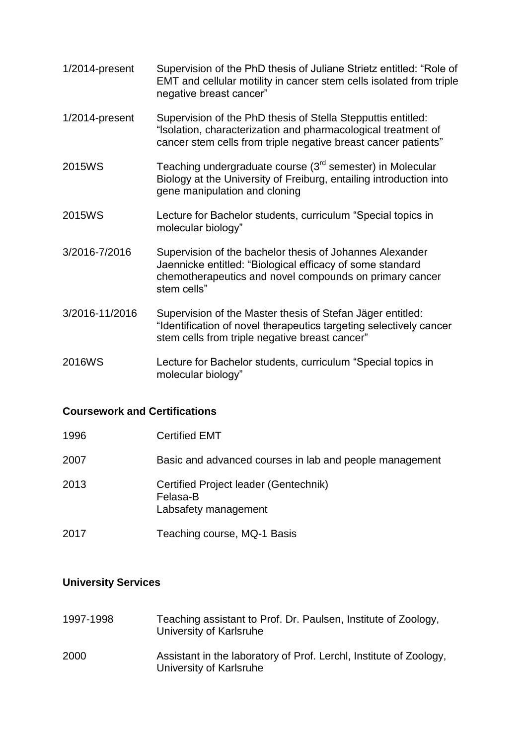| | |
|---|---|
| 1/2014-present | Supervision of the PhD thesis of Juliane Strietz entitled: "Role of EMT and cellular motility in cancer stem cells isolated from triple negative breast cancer" |
| 1/2014-present | Supervision of the PhD thesis of Stella Stepputtis entitled: "Isolation, characterization and pharmacological treatment of cancer stem cells from triple negative breast cancer patients" |
| 2015WS | Teaching undergraduate course (3rd semester) in Molecular Biology at the University of Freiburg, entailing introduction into gene manipulation and cloning |
| 2015WS | Lecture for Bachelor students, curriculum "Special topics in molecular biology" |
| 3/2016-7/2016 | Supervision of the bachelor thesis of Johannes Alexander Jaennicke entitled: "Biological efficacy of some standard chemotherapeutics and novel compounds on primary cancer stem cells" |
| 3/2016-11/2016 | Supervision of the Master thesis of Stefan Jäger entitled: "Identification of novel therapeutics targeting selectively cancer stem cells from triple negative breast cancer" |
| 2016WS | Lecture for Bachelor students, curriculum "Special topics in molecular biology" |

**Coursework and Certifications**

| | |
|---|---|
| 1996 | Certified EMT |
| 2007 | Basic and advanced courses in lab and people management |
| 2013 | Certified Project leader (Gentechnik)<br>Felasa-B<br>Labsafety management |
| 2017 | Teaching course, MQ-1 Basis |

**University Services**

| | |
|---|---|
| 1997-1998 | Teaching assistant to Prof. Dr. Paulsen, Institute of Zoology, University of Karlsruhe |
| 2000 | Assistant in the laboratory of Prof. Lerchl, Institute of Zoology, University of Karlsruhe |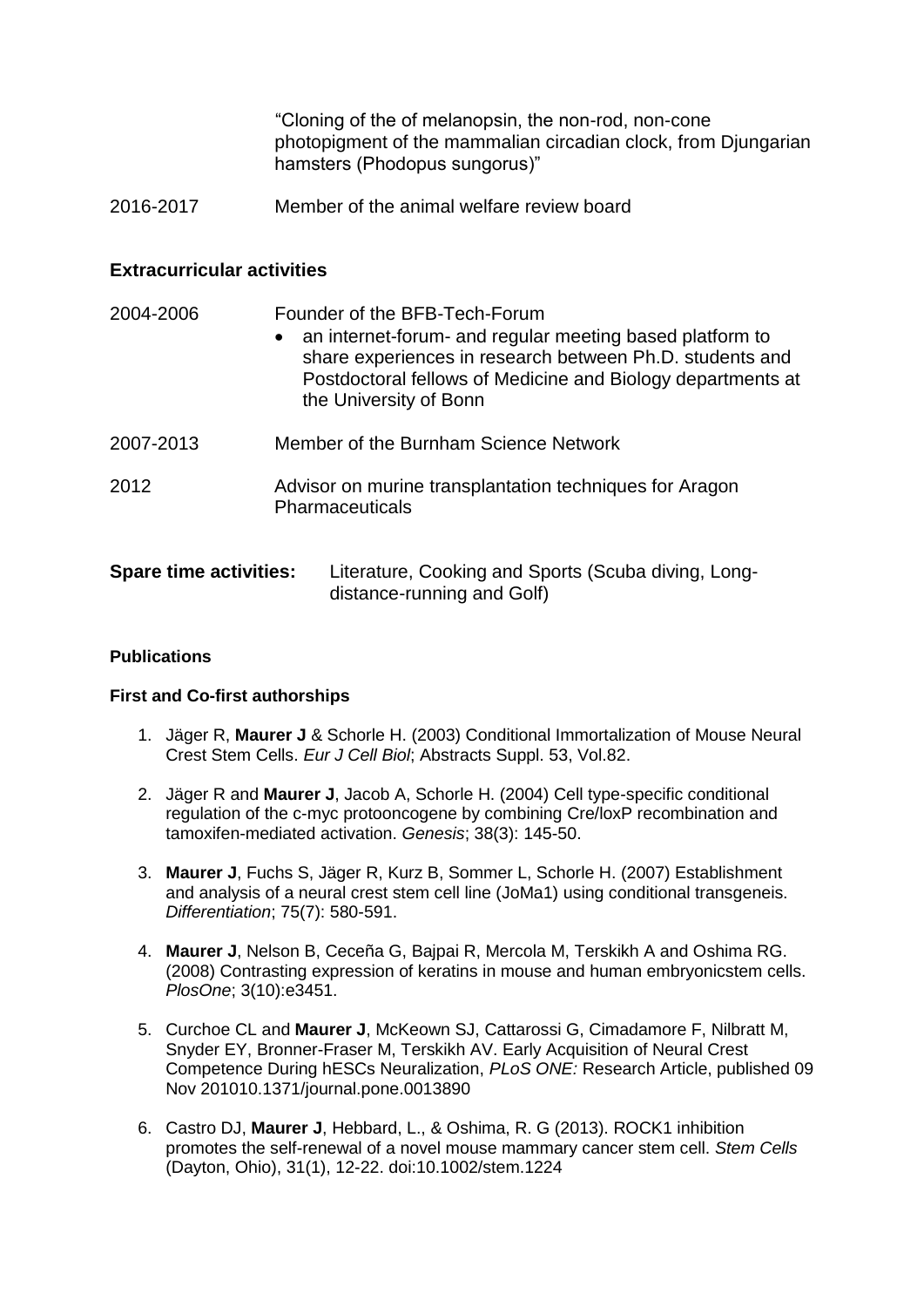"Cloning of the of melanopsin, the non-rod, non-cone photopigment of the mammalian circadian clock, from Djungarian hamsters (Phodopus sungorus)"

2016-2017 Member of the animal welfare review board

## Extracurricular activities

2004-2006 Founder of the BFB-Tech-Forum

- an internet-forum- and regular meeting based platform to share experiences in research between Ph.D. students and Postdoctoral fellows of Medicine and Biology departments at the University of Bonn

2007-2013 Member of the Burnham Science Network

2012 Advisor on murine transplantation techniques for Aragon Pharmaceuticals

**Spare time activities:** Literature, Cooking and Sports (Scuba diving, Long-distance-running and Golf)

### Publications

#### First and Co-first authorships

1. Jäger R, **Maurer J** & Schorle H. (2003) Conditional Immortalization of Mouse Neural Crest Stem Cells. *Eur J Cell Biol*; Abstracts Suppl. 53, Vol.82.
2. Jäger R and **Maurer J**, Jacob A, Schorle H. (2004) Cell type-specific conditional regulation of the c-myc protooncogene by combining Cre/loxP recombination and tamoxifen-mediated activation. *Genesis*; 38(3): 145-50.
3. **Maurer J**, Fuchs S, Jäger R, Kurz B, Sommer L, Schorle H. (2007) Establishment and analysis of a neural crest stem cell line (JoMa1) using conditional transgeneis. *Differentiation*; 75(7): 580-591.
4. **Maurer J**, Nelson B, Ceceña G, Bajpai R, Mercola M, Terskikh A and Oshima RG. (2008) Contrasting expression of keratins in mouse and human embryonicstem cells. *PlosOne*; 3(10):e3451.
5. Curchoe CL and **Maurer J**, McKeown SJ, Cattarossi G, Cimadamore F, Nilbratt M, Snyder EY, Bronner-Fraser M, Terskikh AV. Early Acquisition of Neural Crest Competence During hESCs Neuralization, *PLoS ONE:* Research Article, published 09 Nov 201010.1371/journal.pone.0013890
6. Castro DJ, **Maurer J**, Hebbard, L., & Oshima, R. G (2013). ROCK1 inhibition promotes the self-renewal of a novel mouse mammary cancer stem cell. *Stem Cells* (Dayton, Ohio), 31(1), 12-22. doi:10.1002/stem.1224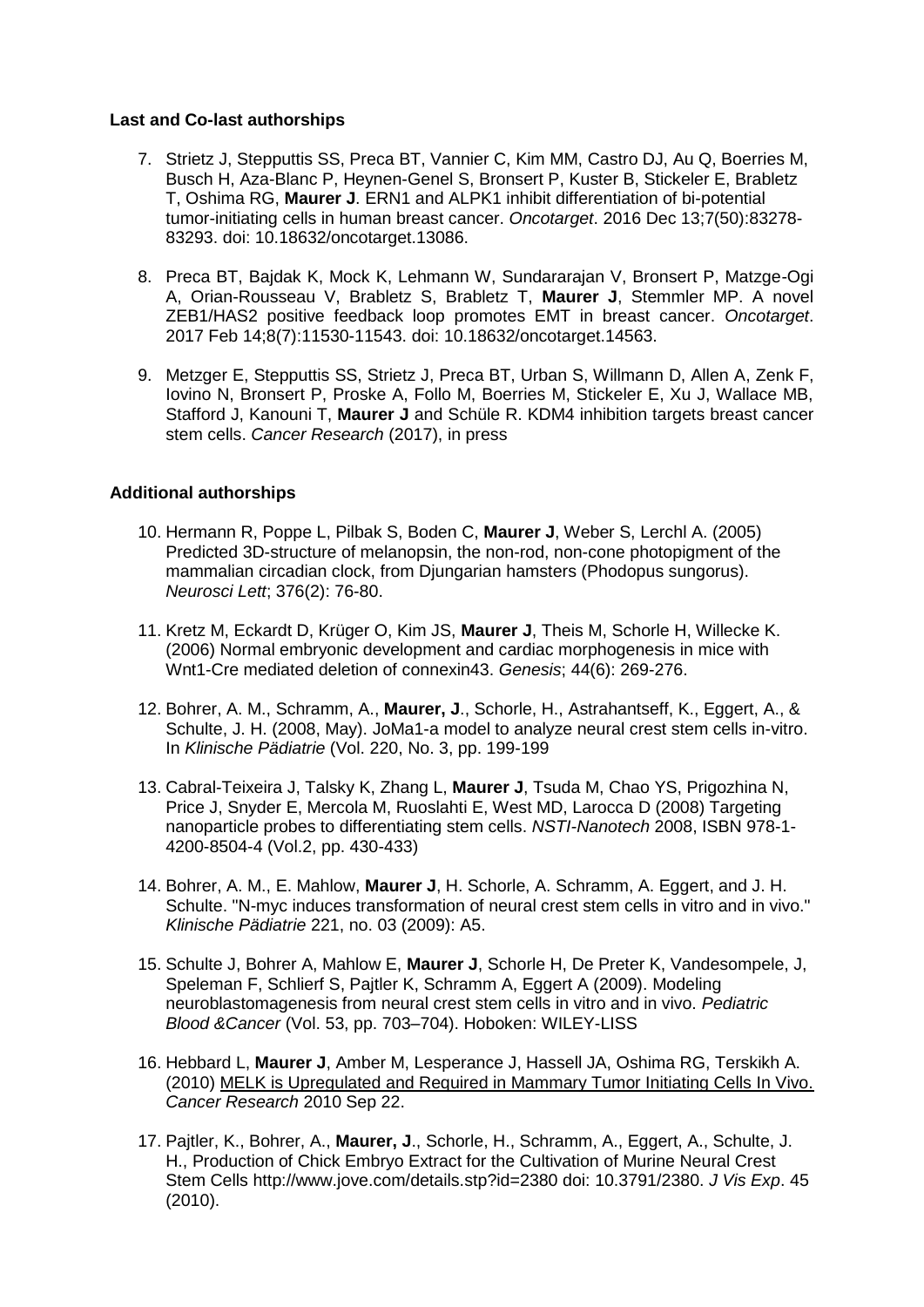**Last and Co-last authorships**

7. Strietz J, Stepputtis SS, Preca BT, Vannier C, Kim MM, Castro DJ, Au Q, Boerries M, Busch H, Aza-Blanc P, Heynen-Genel S, Bronsert P, Kuster B, Stickeler E, Brabletz T, Oshima RG, **Maurer J**. ERN1 and ALPK1 inhibit differentiation of bi-potential tumor-initiating cells in human breast cancer. *Oncotarget*. 2016 Dec 13;7(50):83278-83293. doi: 10.18632/oncotarget.13086.

8. Preca BT, Bajdak K, Mock K, Lehmann W, Sundararajan V, Bronsert P, Matzge-Ogi A, Orian-Rousseau V, Brabletz S, Brabletz T, **Maurer J**, Stemmler MP. A novel ZEB1/HAS2 positive feedback loop promotes EMT in breast cancer. *Oncotarget*. 2017 Feb 14;8(7):11530-11543. doi: 10.18632/oncotarget.14563.

9. Metzger E, Stepputtis SS, Strietz J, Preca BT, Urban S, Willmann D, Allen A, Zenk F, Iovino N, Bronsert P, Proske A, Follo M, Boerries M, Stickeler E, Xu J, Wallace MB, Stafford J, Kanouni T, **Maurer J** and Schüle R. KDM4 inhibition targets breast cancer stem cells. *Cancer Research* (2017), in press

**Additional authorships**

10. Hermann R, Poppe L, Pilbak S, Boden C, **Maurer J**, Weber S, Lerchl A. (2005) Predicted 3D-structure of melanopsin, the non-rod, non-cone photopigment of the mammalian circadian clock, from Djungarian hamsters (Phodopus sungorus). *Neurosci Lett*; 376(2): 76-80.

11. Kretz M, Eckardt D, Krüger O, Kim JS, **Maurer J**, Theis M, Schorle H, Willecke K. (2006) Normal embryonic development and cardiac morphogenesis in mice with Wnt1-Cre mediated deletion of connexin43. *Genesis*; 44(6): 269-276.

12. Bohrer, A. M., Schramm, A., **Maurer, J**., Schorle, H., Astrahantseff, K., Eggert, A., & Schulte, J. H. (2008, May). JoMa1-a model to analyze neural crest stem cells in-vitro. In *Klinische Pädiatrie* (Vol. 220, No. 3, pp. 199-199

13. Cabral-Teixeira J, Talsky K, Zhang L, **Maurer J**, Tsuda M, Chao YS, Prigozhina N, Price J, Snyder E, Mercola M, Ruoslahti E, West MD, Larocca D (2008) Targeting nanoparticle probes to differentiating stem cells. *NSTI-Nanotech* 2008, ISBN 978-1-4200-8504-4 (Vol.2, pp. 430-433)

14. Bohrer, A. M., E. Mahlow, **Maurer J**, H. Schorle, A. Schramm, A. Eggert, and J. H. Schulte. "N-myc induces transformation of neural crest stem cells in vitro and in vivo." *Klinische Pädiatrie* 221, no. 03 (2009): A5.

15. Schulte J, Bohrer A, Mahlow E, **Maurer J**, Schorle H, De Preter K, Vandesompele, J, Speleman F, Schlierf S, Pajtler K, Schramm A, Eggert A (2009). Modeling neuroblastomagenesis from neural crest stem cells in vitro and in vivo. *Pediatric Blood &Cancer* (Vol. 53, pp. 703–704). Hoboken: WILEY-LISS

16. Hebbard L, **Maurer J**, Amber M, Lesperance J, Hassell JA, Oshima RG, Terskikh A. (2010) MELK is Upregulated and Required in Mammary Tumor Initiating Cells In Vivo. *Cancer Research* 2010 Sep 22.

17. Pajtler, K., Bohrer, A., **Maurer, J**., Schorle, H., Schramm, A., Eggert, A., Schulte, J. H., Production of Chick Embryo Extract for the Cultivation of Murine Neural Crest Stem Cells http://www.jove.com/details.stp?id=2380 doi: 10.3791/2380. *J Vis Exp*. 45 (2010).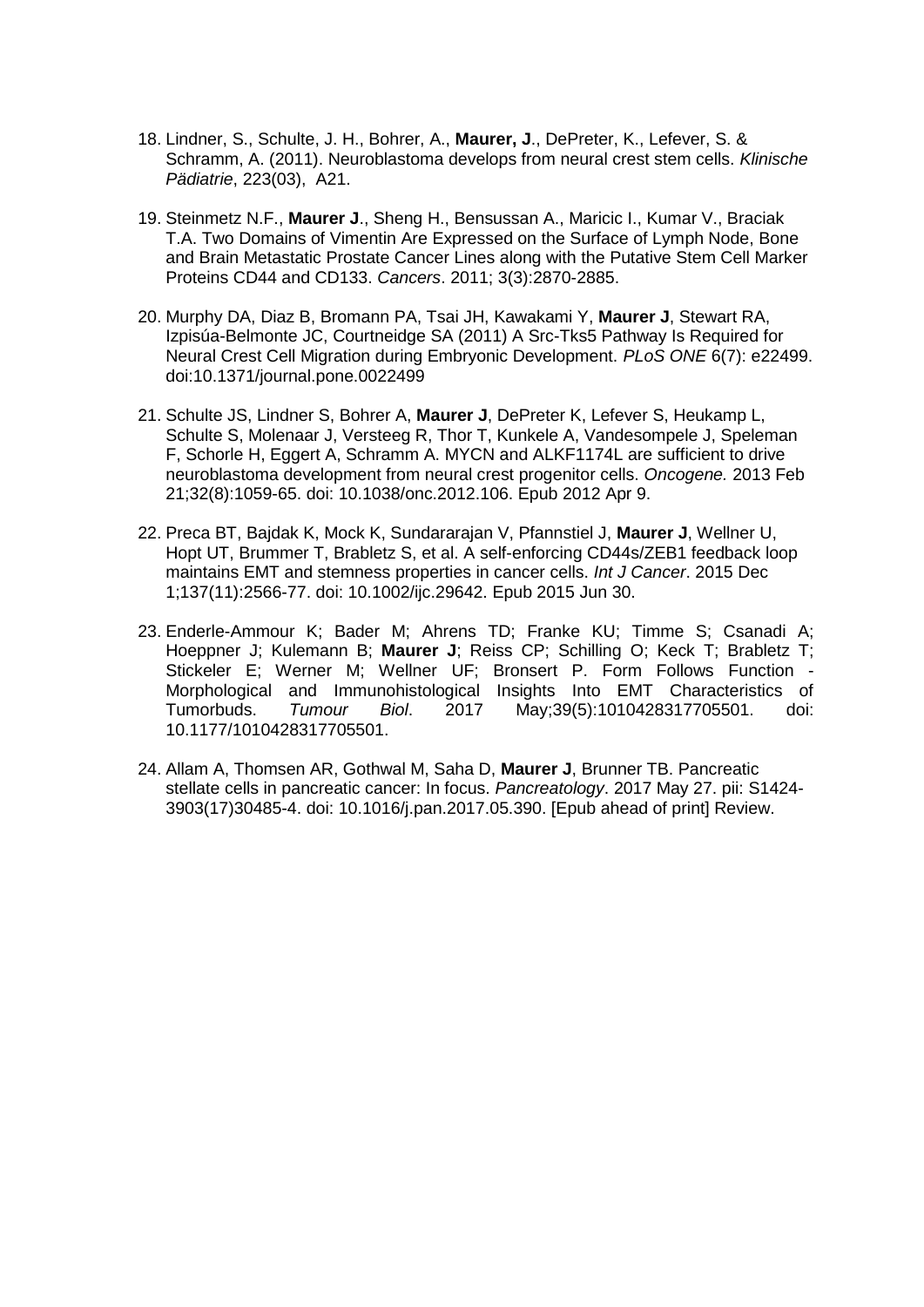18. Lindner, S., Schulte, J. H., Bohrer, A., **Maurer, J**., DePreter, K., Lefever, S. & Schramm, A. (2011). Neuroblastoma develops from neural crest stem cells. *Klinische Pädiatrie*, 223(03), A21.

19. Steinmetz N.F., **Maurer J**., Sheng H., Bensussan A., Maricic I., Kumar V., Braciak T.A. Two Domains of Vimentin Are Expressed on the Surface of Lymph Node, Bone and Brain Metastatic Prostate Cancer Lines along with the Putative Stem Cell Marker Proteins CD44 and CD133. *Cancers*. 2011; 3(3):2870-2885.

20. Murphy DA, Diaz B, Bromann PA, Tsai JH, Kawakami Y, **Maurer J**, Stewart RA, Izpisúa-Belmonte JC, Courtneidge SA (2011) A Src-Tks5 Pathway Is Required for Neural Crest Cell Migration during Embryonic Development. *PLoS ONE* 6(7): e22499. doi:10.1371/journal.pone.0022499

21. Schulte JS, Lindner S, Bohrer A, **Maurer J**, DePreter K, Lefever S, Heukamp L, Schulte S, Molenaar J, Versteeg R, Thor T, Kunkele A, Vandesompele J, Speleman F, Schorle H, Eggert A, Schramm A. MYCN and ALKF1174L are sufficient to drive neuroblastoma development from neural crest progenitor cells. *Oncogene.* 2013 Feb 21;32(8):1059-65. doi: 10.1038/onc.2012.106. Epub 2012 Apr 9.

22. Preca BT, Bajdak K, Mock K, Sundararajan V, Pfannstiel J, **Maurer J**, Wellner U, Hopt UT, Brummer T, Brabletz S, et al. A self-enforcing CD44s/ZEB1 feedback loop maintains EMT and stemness properties in cancer cells. *Int J Cancer*. 2015 Dec 1;137(11):2566-77. doi: 10.1002/ijc.29642. Epub 2015 Jun 30.

23. Enderle-Ammour K; Bader M; Ahrens TD; Franke KU; Timme S; Csanadi A; Hoeppner J; Kulemann B; **Maurer J**; Reiss CP; Schilling O; Keck T; Brabletz T; Stickeler E; Werner M; Wellner UF; Bronsert P. Form Follows Function - Morphological and Immunohistological Insights Into EMT Characteristics of Tumorbuds. *Tumour Biol*. 2017 May;39(5):1010428317705501. doi: 10.1177/1010428317705501.

24. Allam A, Thomsen AR, Gothwal M, Saha D, **Maurer J**, Brunner TB. Pancreatic stellate cells in pancreatic cancer: In focus. *Pancreatology*. 2017 May 27. pii: S1424-3903(17)30485-4. doi: 10.1016/j.pan.2017.05.390. [Epub ahead of print] Review.